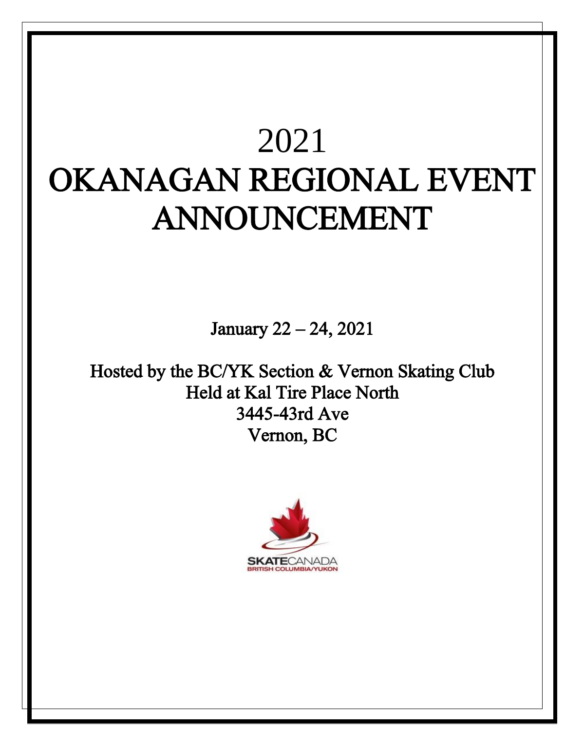# 2021
# OKANAGAN REGIONAL EVENT ANNOUNCEMENT

January 22 – 24, 2021

Hosted by the BC/YK Section & Vernon Skating Club
Held at Kal Tire Place North
3445-43rd Ave
Vernon, BC

SKATECANADA
BRITISH COLUMBIA/YUKON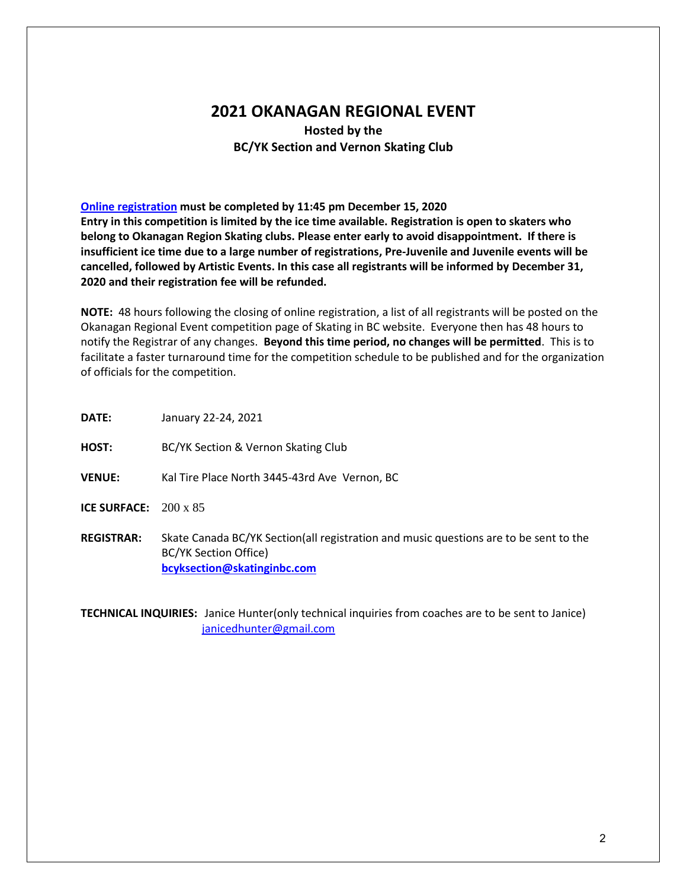# 2021 OKANAGAN REGIONAL EVENT

### Hosted by the
### BC/YK Section and Vernon Skating Club

**[Online registration](#) must be completed by 11:45 pm December 15, 2020**
**Entry in this competition is limited by the ice time available. Registration is open to skaters who belong to Okanagan Region Skating clubs. Please enter early to avoid disappointment. If there is insufficient ice time due to a large number of registrations, Pre-Juvenile and Juvenile events will be cancelled, followed by Artistic Events. In this case all registrants will be informed by December 31, 2020 and their registration fee will be refunded.**

**NOTE:** 48 hours following the closing of online registration, a list of all registrants will be posted on the Okanagan Regional Event competition page of Skating in BC website. Everyone then has 48 hours to notify the Registrar of any changes. **Beyond this time period, no changes will be permitted**. This is to facilitate a faster turnaround time for the competition schedule to be published and for the organization of officials for the competition.

**DATE:** January 22-24, 2021

**HOST:** BC/YK Section & Vernon Skating Club

**VENUE:** Kal Tire Place North 3445-43rd Ave Vernon, BC

**ICE SURFACE:** 200 x 85

**REGISTRAR:** Skate Canada BC/YK Section(all registration and music questions are to be sent to the BC/YK Section Office)
**bcyksection@skatinginbc.com**

**TECHNICAL INQUIRIES:** Janice Hunter(only technical inquiries from coaches are to be sent to Janice)
janicedhunter@gmail.com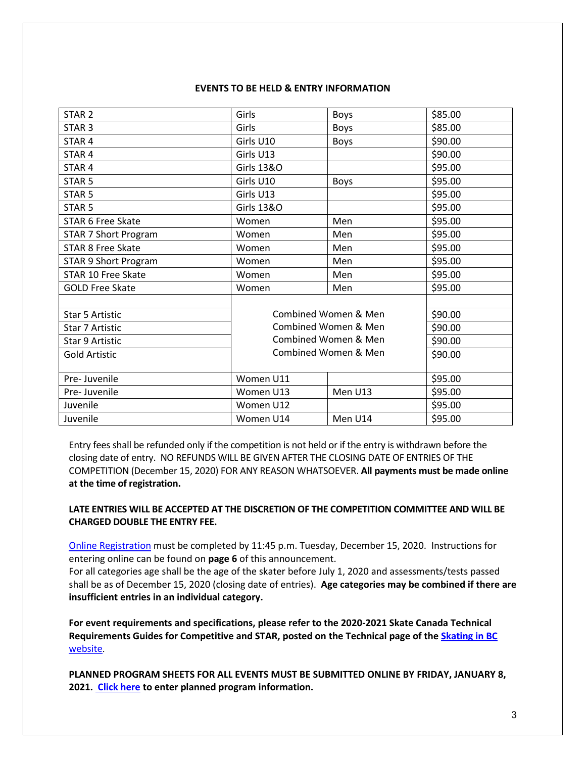## EVENTS TO BE HELD & ENTRY INFORMATION

| | | | |
|---|---|---|---|
| STAR 2 | Girls | Boys | $85.00 |
| STAR 3 | Girls | Boys | $85.00 |
| STAR 4 | Girls U10 | Boys | $90.00 |
| STAR 4 | Girls U13 | | $90.00 |
| STAR 4 | Girls 13&O | | $95.00 |
| STAR 5 | Girls U10 | Boys | $95.00 |
| STAR 5 | Girls U13 | | $95.00 |
| STAR 5 | Girls 13&O | | $95.00 |
| STAR 6 Free Skate | Women | Men | $95.00 |
| STAR 7 Short Program | Women | Men | $95.00 |
| STAR 8 Free Skate | Women | Men | $95.00 |
| STAR 9 Short Program | Women | Men | $95.00 |
| STAR 10 Free Skate | Women | Men | $95.00 |
| GOLD Free Skate | Women | Men | $95.00 |
| | | | |
| Star 5 Artistic | Combined Women & Men | | $90.00 |
| Star 7 Artistic | Combined Women & Men | | $90.00 |
| Star 9 Artistic | Combined Women & Men | | $90.00 |
| Gold Artistic | Combined Women & Men | | $90.00 |
| Pre- Juvenile | Women U11 | | $95.00 |
| Pre- Juvenile | Women U13 | Men U13 | $95.00 |
| Juvenile | Women U12 | | $95.00 |
| Juvenile | Women U14 | Men U14 | $95.00 |

Entry fees shall be refunded only if the competition is not held or if the entry is withdrawn before the closing date of entry. NO REFUNDS WILL BE GIVEN AFTER THE CLOSING DATE OF ENTRIES OF THE COMPETITION (December 15, 2020) FOR ANY REASON WHATSOEVER. **All payments must be made online at the time of registration.**

**LATE ENTRIES WILL BE ACCEPTED AT THE DISCRETION OF THE COMPETITION COMMITTEE AND WILL BE CHARGED DOUBLE THE ENTRY FEE.**

Online Registration must be completed by 11:45 p.m. Tuesday, December 15, 2020. Instructions for entering online can be found on **page 6** of this announcement.
For all categories age shall be the age of the skater before July 1, 2020 and assessments/tests passed shall be as of December 15, 2020 (closing date of entries). **Age categories may be combined if there are insufficient entries in an individual category.**

**For event requirements and specifications, please refer to the 2020-2021 Skate Canada Technical Requirements Guides for Competitive and STAR, posted on the Technical page of the Skating in BC** website.

**PLANNED PROGRAM SHEETS FOR ALL EVENTS MUST BE SUBMITTED ONLINE BY FRIDAY, JANUARY 8, 2021. Click here to enter planned program information.**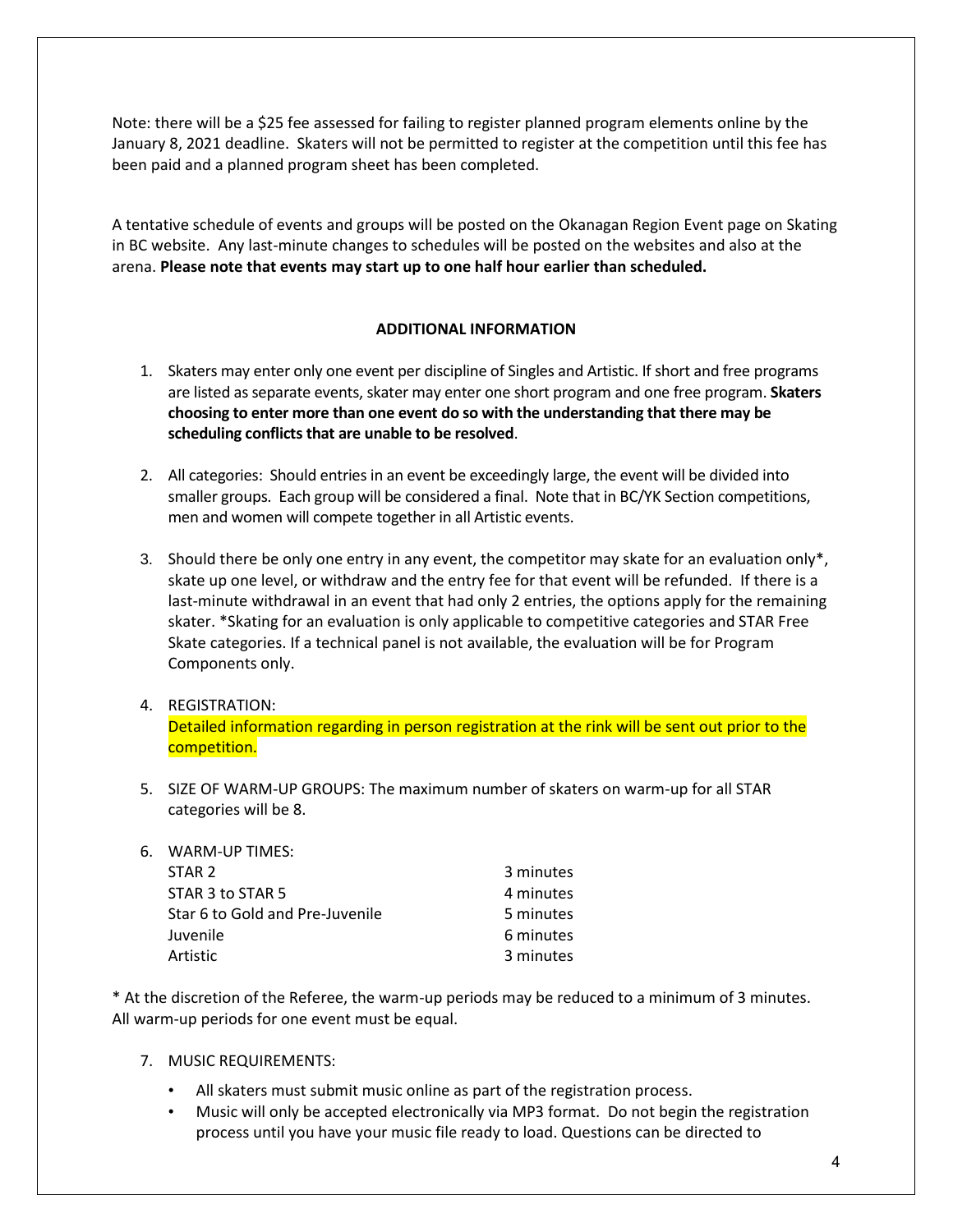Note: there will be a $25 fee assessed for failing to register planned program elements online by the January 8, 2021 deadline. Skaters will not be permitted to register at the competition until this fee has been paid and a planned program sheet has been completed.

A tentative schedule of events and groups will be posted on the Okanagan Region Event page on Skating in BC website. Any last-minute changes to schedules will be posted on the websites and also at the arena. **Please note that events may start up to one half hour earlier than scheduled.**

## ADDITIONAL INFORMATION

1. Skaters may enter only one event per discipline of Singles and Artistic. If short and free programs are listed as separate events, skater may enter one short program and one free program. **Skaters choosing to enter more than one event do so with the understanding that there may be scheduling conflicts that are unable to be resolved**.

2. All categories: Should entries in an event be exceedingly large, the event will be divided into smaller groups. Each group will be considered a final. Note that in BC/YK Section competitions, men and women will compete together in all Artistic events.

3. Should there be only one entry in any event, the competitor may skate for an evaluation only*, skate up one level, or withdraw and the entry fee for that event will be refunded. If there is a last-minute withdrawal in an event that had only 2 entries, the options apply for the remaining skater. *Skating for an evaluation is only applicable to competitive categories and STAR Free Skate categories. If a technical panel is not available, the evaluation will be for Program Components only.

4. REGISTRATION:
   Detailed information regarding in person registration at the rink will be sent out prior to the competition.

5. SIZE OF WARM-UP GROUPS: The maximum number of skaters on warm-up for all STAR categories will be 8.

6. WARM-UP TIMES:

| | |
|---|---|
| STAR 2 | 3 minutes |
| STAR 3 to STAR 5 | 4 minutes |
| Star 6 to Gold and Pre-Juvenile | 5 minutes |
| Juvenile | 6 minutes |
| Artistic | 3 minutes |

* At the discretion of the Referee, the warm-up periods may be reduced to a minimum of 3 minutes. All warm-up periods for one event must be equal.

7. MUSIC REQUIREMENTS:
   - All skaters must submit music online as part of the registration process.
   - Music will only be accepted electronically via MP3 format. Do not begin the registration process until you have your music file ready to load. Questions can be directed to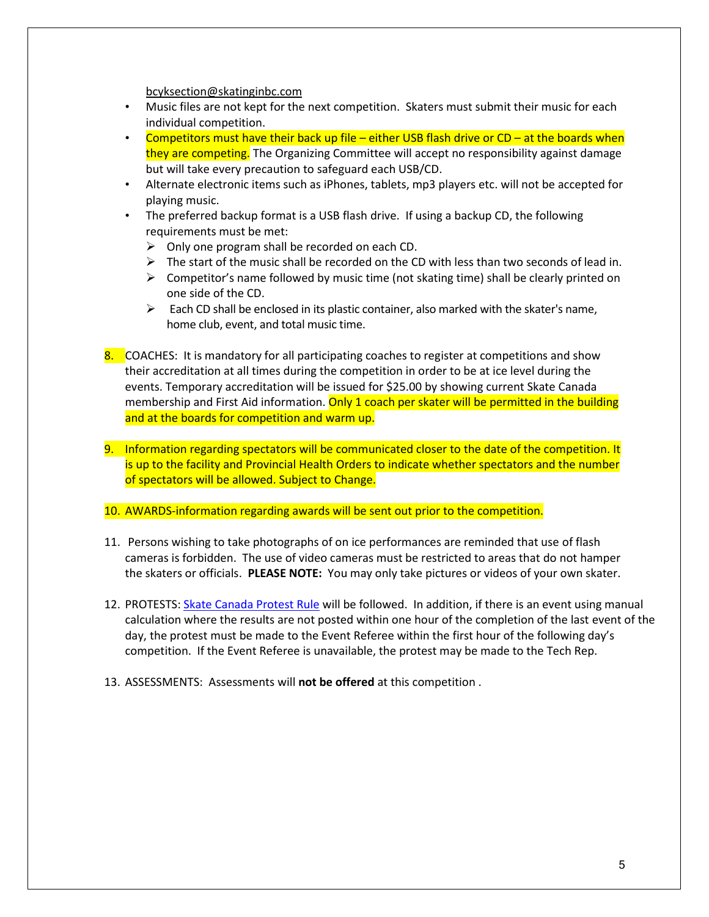bcyksection@skatinginbc.com

- Music files are not kept for the next competition. Skaters must submit their music for each individual competition.
- Competitors must have their back up file – either USB flash drive or CD – at the boards when they are competing. The Organizing Committee will accept no responsibility against damage but will take every precaution to safeguard each USB/CD.
- Alternate electronic items such as iPhones, tablets, mp3 players etc. will not be accepted for playing music.
- The preferred backup format is a USB flash drive. If using a backup CD, the following requirements must be met:
  - Only one program shall be recorded on each CD.
  - The start of the music shall be recorded on the CD with less than two seconds of lead in.
  - Competitor's name followed by music time (not skating time) shall be clearly printed on one side of the CD.
  - Each CD shall be enclosed in its plastic container, also marked with the skater's name, home club, event, and total music time.

8. COACHES: It is mandatory for all participating coaches to register at competitions and show their accreditation at all times during the competition in order to be at ice level during the events. Temporary accreditation will be issued for $25.00 by showing current Skate Canada membership and First Aid information. Only 1 coach per skater will be permitted in the building and at the boards for competition and warm up.

9. Information regarding spectators will be communicated closer to the date of the competition. It is up to the facility and Provincial Health Orders to indicate whether spectators and the number of spectators will be allowed. Subject to Change.

10. AWARDS-information regarding awards will be sent out prior to the competition.

11. Persons wishing to take photographs of on ice performances are reminded that use of flash cameras is forbidden. The use of video cameras must be restricted to areas that do not hamper the skaters or officials. **PLEASE NOTE:** You may only take pictures or videos of your own skater.

12. PROTESTS: Skate Canada Protest Rule will be followed. In addition, if there is an event using manual calculation where the results are not posted within one hour of the completion of the last event of the day, the protest must be made to the Event Referee within the first hour of the following day's competition. If the Event Referee is unavailable, the protest may be made to the Tech Rep.

13. ASSESSMENTS: Assessments will **not be offered** at this competition .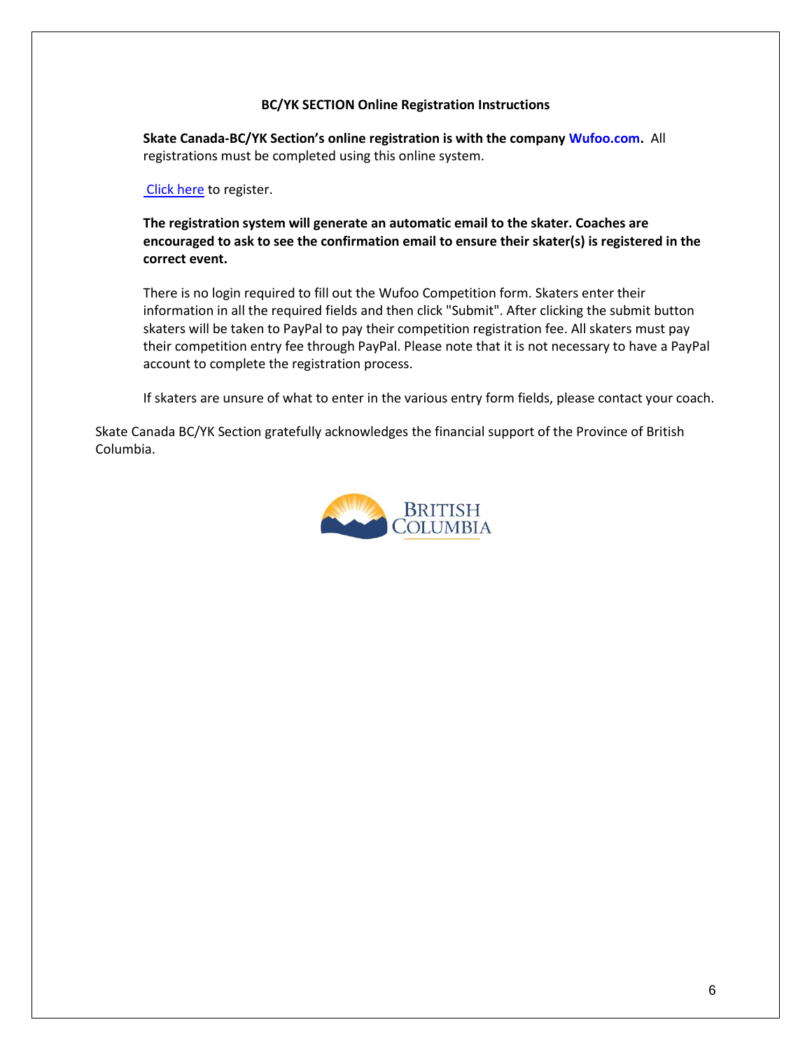**BC/YK SECTION Online Registration Instructions**

**Skate Canada-BC/YK Section's online registration is with the company Wufoo.com.** All registrations must be completed using this online system.

Click here to register.

**The registration system will generate an automatic email to the skater. Coaches are encouraged to ask to see the confirmation email to ensure their skater(s) is registered in the correct event.**

There is no login required to fill out the Wufoo Competition form. Skaters enter their information in all the required fields and then click "Submit". After clicking the submit button skaters will be taken to PayPal to pay their competition registration fee. All skaters must pay their competition entry fee through PayPal. Please note that it is not necessary to have a PayPal account to complete the registration process.

If skaters are unsure of what to enter in the various entry form fields, please contact your coach.

Skate Canada BC/YK Section gratefully acknowledges the financial support of the Province of British Columbia.

BRITISH COLUMBIA